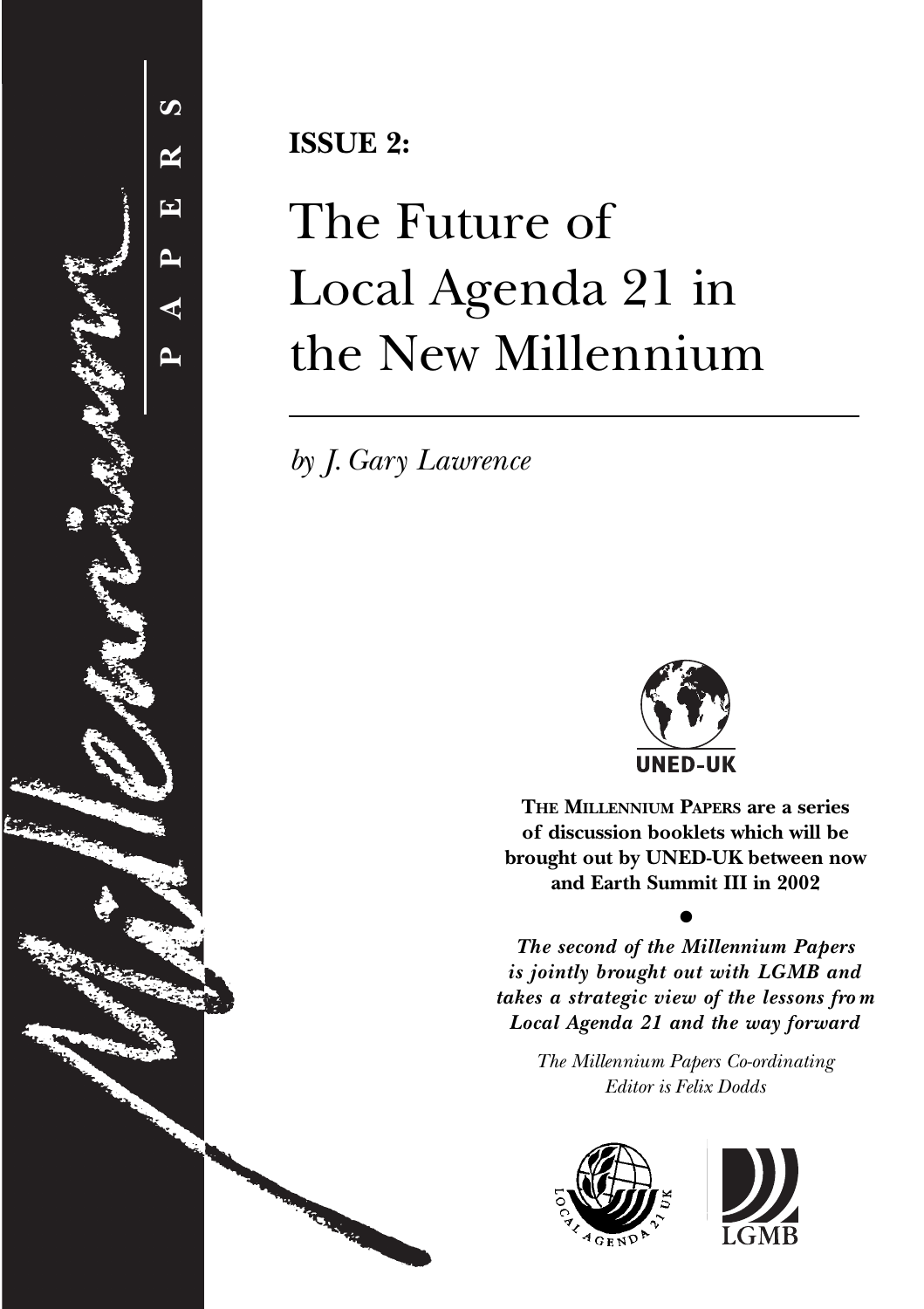Millennium PAPERS

**ISSUE 2:**

# The Future of Local Agenda 21 in the New Millennium

*by J. Gary Lawrence*

UNED-UK

**THE MILLENNIUM PAPERS are a series of discussion booklets which will be brought out by UNED-UK between now and Earth Summit III in 2002**

•

***The second of the Millennium Papers is jointly brought out with LGMB and takes a strategic view of the lessons from Local Agenda 21 and the way forward***

*The Millennium Papers Co-ordinating Editor is Felix Dodds*

LOCAL AGENDA 21 UK

LGMB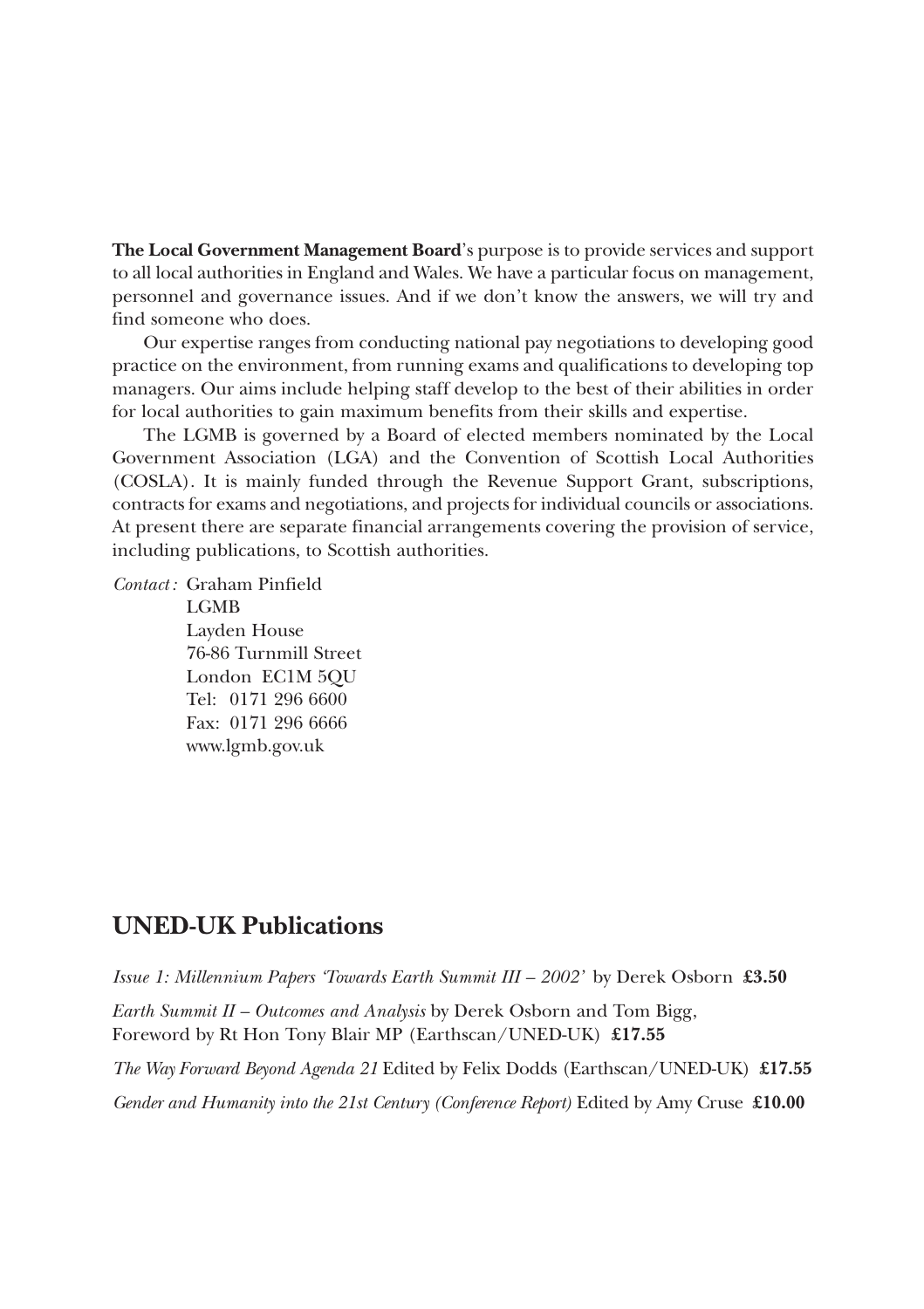**The Local Government Management Board**'s purpose is to provide services and support to all local authorities in England and Wales. We have a particular focus on management, personnel and governance issues. And if we don't know the answers, we will try and find someone who does.

Our expertise ranges from conducting national pay negotiations to developing good practice on the environment, from running exams and qualifications to developing top managers. Our aims include helping staff develop to the best of their abilities in order for local authorities to gain maximum benefits from their skills and expertise.

The LGMB is governed by a Board of elected members nominated by the Local Government Association (LGA) and the Convention of Scottish Local Authorities (COSLA). It is mainly funded through the Revenue Support Grant, subscriptions, contracts for exams and negotiations, and projects for individual councils or associations. At present there are separate financial arrangements covering the provision of service, including publications, to Scottish authorities.

*Contact:* Graham Pinfield
LGMB
Layden House
76-86 Turnmill Street
London EC1M 5QU
Tel: 0171 296 6600
Fax: 0171 296 6666
www.lgmb.gov.uk

## UNED-UK Publications

*Issue 1: Millennium Papers 'Towards Earth Summit III – 2002'* by Derek Osborn **£3.50**

*Earth Summit II – Outcomes and Analysis* by Derek Osborn and Tom Bigg, Foreword by Rt Hon Tony Blair MP (Earthscan/UNED-UK) **£17.55**

*The Way Forward Beyond Agenda 21* Edited by Felix Dodds (Earthscan/UNED-UK) **£17.55**

*Gender and Humanity into the 21st Century (Conference Report)* Edited by Amy Cruse **£10.00**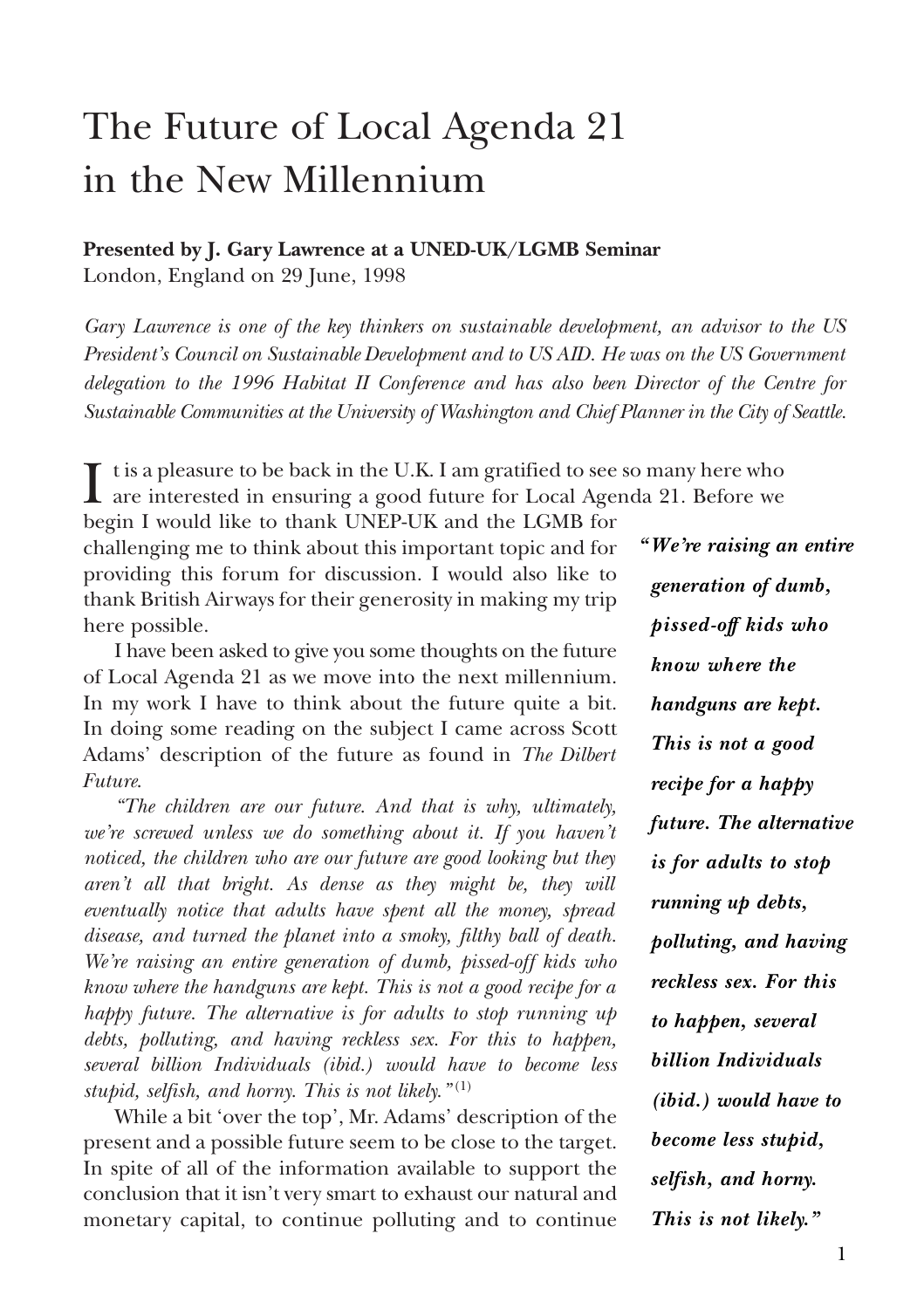# The Future of Local Agenda 21 in the New Millennium

**Presented by J. Gary Lawrence at a UNED-UK/LGMB Seminar**
London, England on 29 June, 1998

*Gary Lawrence is one of the key thinkers on sustainable development, an advisor to the US President's Council on Sustainable Development and to US AID. He was on the US Government delegation to the 1996 Habitat II Conference and has also been Director of the Centre for Sustainable Communities at the University of Washington and Chief Planner in the City of Seattle.*

It is a pleasure to be back in the U.K. I am gratified to see so many here who are interested in ensuring a good future for Local Agenda 21. Before we begin I would like to thank UNEP-UK and the LGMB for challenging me to think about this important topic and for providing this forum for discussion. I would also like to thank British Airways for their generosity in making my trip here possible.

I have been asked to give you some thoughts on the future of Local Agenda 21 as we move into the next millennium. In my work I have to think about the future quite a bit. In doing some reading on the subject I came across Scott Adams' description of the future as found in *The Dilbert Future.*

*"The children are our future. And that is why, ultimately, we're screwed unless we do something about it. If you haven't noticed, the children who are our future are good looking but they aren't all that bright. As dense as they might be, they will eventually notice that adults have spent all the money, spread disease, and turned the planet into a smoky, filthy ball of death. We're raising an entire generation of dumb, pissed-off kids who know where the handguns are kept. This is not a good recipe for a happy future. The alternative is for adults to stop running up debts, polluting, and having reckless sex. For this to happen, several billion Individuals (ibid.) would have to become less stupid, selfish, and horny. This is not likely."*[(1)]

***"We're raising an entire generation of dumb, pissed-off kids who know where the handguns are kept. This is not a good recipe for a happy future. The alternative is for adults to stop running up debts, polluting, and having reckless sex. For this to happen, several billion Individuals (ibid.) would have to become less stupid, selfish, and horny. This is not likely."***

While a bit 'over the top', Mr. Adams' description of the present and a possible future seem to be close to the target. In spite of all of the information available to support the conclusion that it isn't very smart to exhaust our natural and monetary capital, to continue polluting and to continue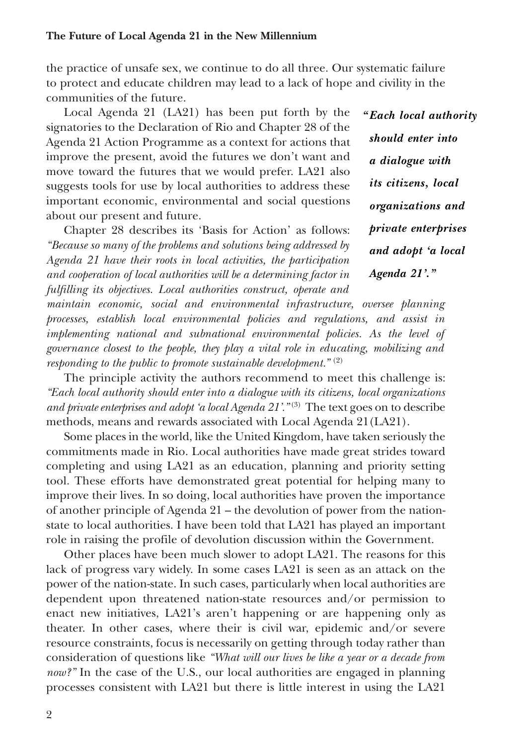the practice of unsafe sex, we continue to do all three. Our systematic failure to protect and educate children may lead to a lack of hope and civility in the communities of the future.

Local Agenda 21 (LA21) has been put forth by the signatories to the Declaration of Rio and Chapter 28 of the Agenda 21 Action Programme as a context for actions that improve the present, avoid the futures we don't want and move toward the futures that we would prefer. LA21 also suggests tools for use by local authorities to address these important economic, environmental and social questions about our present and future.

> ***"Each local authority should enter into a dialogue with its citizens, local organizations and private enterprises and adopt 'a local Agenda 21'."***

Chapter 28 describes its 'Basis for Action' as follows: *"Because so many of the problems and solutions being addressed by Agenda 21 have their roots in local activities, the participation and cooperation of local authorities will be a determining factor in fulfilling its objectives. Local authorities construct, operate and maintain economic, social and environmental infrastructure, oversee planning processes, establish local environmental policies and regulations, and assist in implementing national and subnational environmental policies. As the level of governance closest to the people, they play a vital role in educating, mobilizing and responding to the public to promote sustainable development."* (2)

The principle activity the authors recommend to meet this challenge is: *"Each local authority should enter into a dialogue with its citizens, local organizations and private enterprises and adopt 'a local Agenda 21'."* (3) The text goes on to describe methods, means and rewards associated with Local Agenda 21(LA21).

Some places in the world, like the United Kingdom, have taken seriously the commitments made in Rio. Local authorities have made great strides toward completing and using LA21 as an education, planning and priority setting tool. These efforts have demonstrated great potential for helping many to improve their lives. In so doing, local authorities have proven the importance of another principle of Agenda 21 – the devolution of power from the nation-state to local authorities. I have been told that LA21 has played an important role in raising the profile of devolution discussion within the Government.

Other places have been much slower to adopt LA21. The reasons for this lack of progress vary widely. In some cases LA21 is seen as an attack on the power of the nation-state. In such cases, particularly when local authorities are dependent upon threatened nation-state resources and/or permission to enact new initiatives, LA21's aren't happening or are happening only as theater. In other cases, where their is civil war, epidemic and/or severe resource constraints, focus is necessarily on getting through today rather than consideration of questions like *"What will our lives be like a year or a decade from now?"* In the case of the U.S., our local authorities are engaged in planning processes consistent with LA21 but there is little interest in using the LA21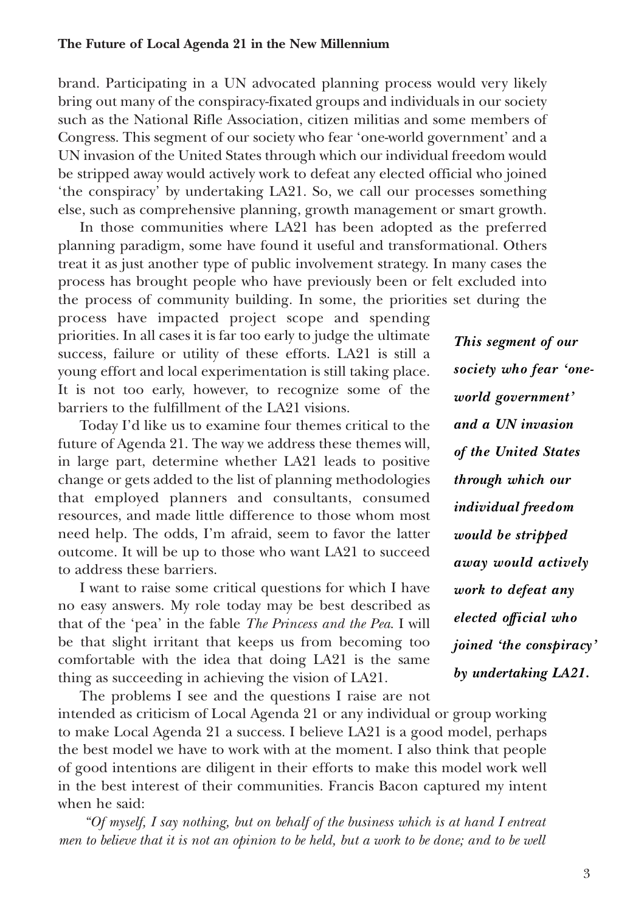brand. Participating in a UN advocated planning process would very likely bring out many of the conspiracy-fixated groups and individuals in our society such as the National Rifle Association, citizen militias and some members of Congress. This segment of our society who fear 'one-world government' and a UN invasion of the United States through which our individual freedom would be stripped away would actively work to defeat any elected official who joined 'the conspiracy' by undertaking LA21. So, we call our processes something else, such as comprehensive planning, growth management or smart growth.

In those communities where LA21 has been adopted as the preferred planning paradigm, some have found it useful and transformational. Others treat it as just another type of public involvement strategy. In many cases the process has brought people who have previously been or felt excluded into the process of community building. In some, the priorities set during the process have impacted project scope and spending priorities. In all cases it is far too early to judge the ultimate success, failure or utility of these efforts. LA21 is still a young effort and local experimentation is still taking place. It is not too early, however, to recognize some of the barriers to the fulfillment of the LA21 visions.

***This segment of our society who fear 'one-world government' and a UN invasion of the United States through which our individual freedom would be stripped away would actively work to defeat any elected official who joined 'the conspiracy' by undertaking LA21.***

Today I'd like us to examine four themes critical to the future of Agenda 21. The way we address these themes will, in large part, determine whether LA21 leads to positive change or gets added to the list of planning methodologies that employed planners and consultants, consumed resources, and made little difference to those whom most need help. The odds, I'm afraid, seem to favor the latter outcome. It will be up to those who want LA21 to succeed to address these barriers.

I want to raise some critical questions for which I have no easy answers. My role today may be best described as that of the 'pea' in the fable *The Princess and the Pea*. I will be that slight irritant that keeps us from becoming too comfortable with the idea that doing LA21 is the same thing as succeeding in achieving the vision of LA21.

The problems I see and the questions I raise are not intended as criticism of Local Agenda 21 or any individual or group working to make Local Agenda 21 a success. I believe LA21 is a good model, perhaps the best model we have to work with at the moment. I also think that people of good intentions are diligent in their efforts to make this model work well in the best interest of their communities. Francis Bacon captured my intent when he said:

*"Of myself, I say nothing, but on behalf of the business which is at hand I entreat men to believe that it is not an opinion to be held, but a work to be done; and to be well*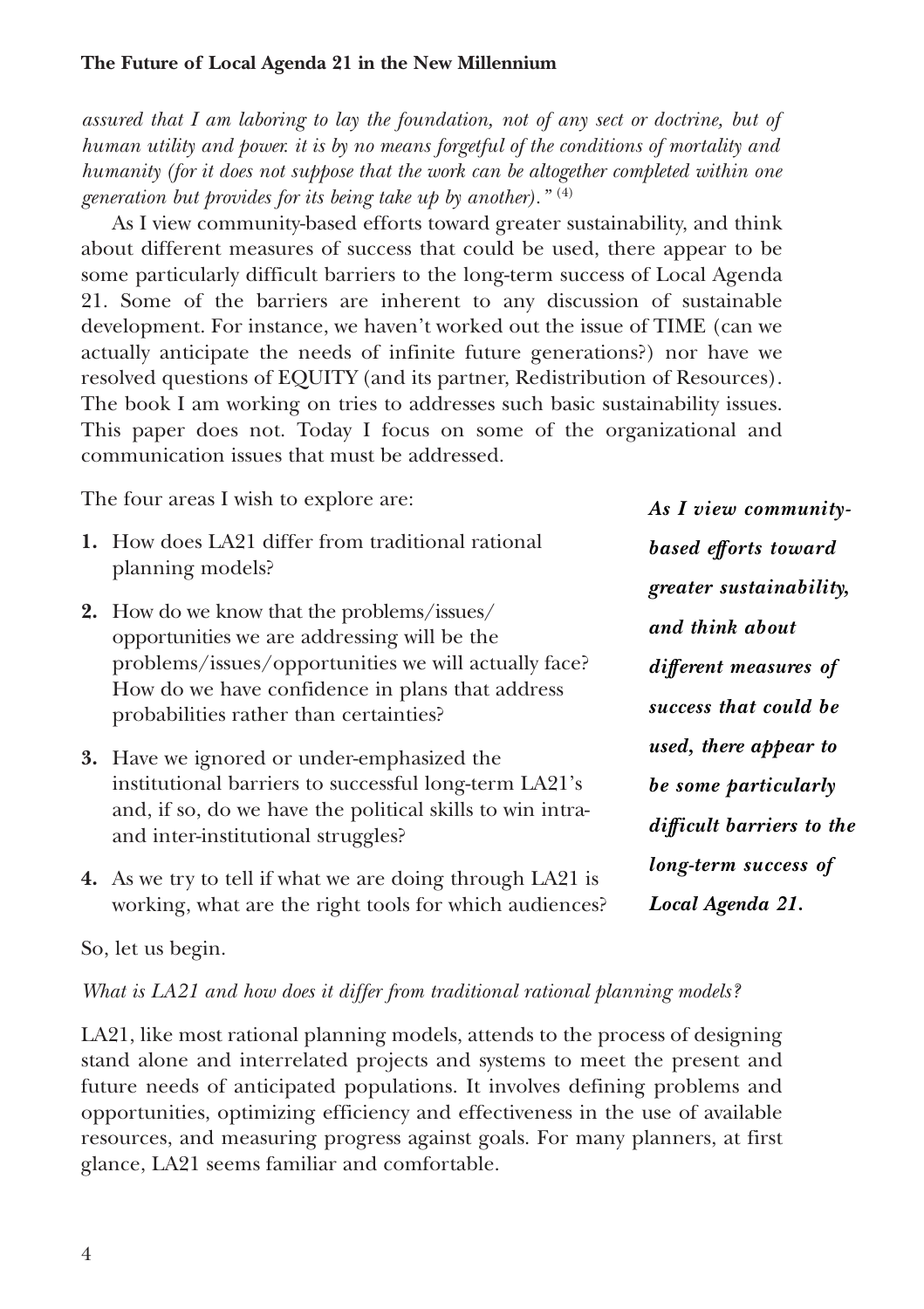*assured that I am laboring to lay the foundation, not of any sect or doctrine, but of human utility and power. it is by no means forgetful of the conditions of mortality and humanity (for it does not suppose that the work can be altogether completed within one generation but provides for its being take up by another).*" [4]

As I view community-based efforts toward greater sustainability, and think about different measures of success that could be used, there appear to be some particularly difficult barriers to the long-term success of Local Agenda 21. Some of the barriers are inherent to any discussion of sustainable development. For instance, we haven't worked out the issue of TIME (can we actually anticipate the needs of infinite future generations?) nor have we resolved questions of EQUITY (and its partner, Redistribution of Resources). The book I am working on tries to addresses such basic sustainability issues. This paper does not. Today I focus on some of the organizational and communication issues that must be addressed.

The four areas I wish to explore are:

1. How does LA21 differ from traditional rational planning models?
2. How do we know that the problems/issues/opportunities we are addressing will be the problems/issues/opportunities we will actually face? How do we have confidence in plans that address probabilities rather than certainties?
3. Have we ignored or under-emphasized the institutional barriers to successful long-term LA21's and, if so, do we have the political skills to win intra- and inter-institutional struggles?
4. As we try to tell if what we are doing through LA21 is working, what are the right tools for which audiences?

***As I view community-based efforts toward greater sustainability, and think about different measures of success that could be used, there appear to be some particularly difficult barriers to the long-term success of Local Agenda 21.***

So, let us begin.

*What is LA21 and how does it differ from traditional rational planning models?*

LA21, like most rational planning models, attends to the process of designing stand alone and interrelated projects and systems to meet the present and future needs of anticipated populations. It involves defining problems and opportunities, optimizing efficiency and effectiveness in the use of available resources, and measuring progress against goals. For many planners, at first glance, LA21 seems familiar and comfortable.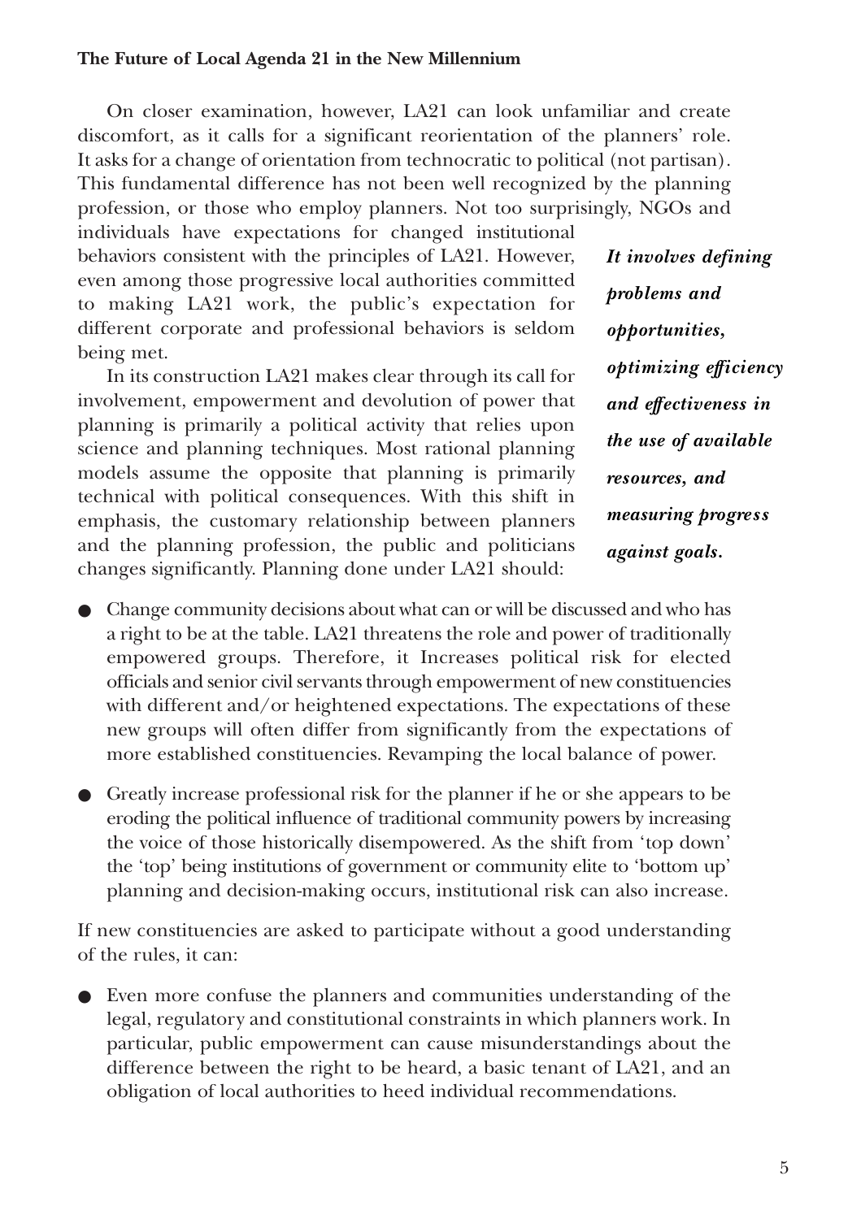On closer examination, however, LA21 can look unfamiliar and create discomfort, as it calls for a significant reorientation of the planners' role. It asks for a change of orientation from technocratic to political (not partisan). This fundamental difference has not been well recognized by the planning profession, or those who employ planners. Not too surprisingly, NGOs and individuals have expectations for changed institutional behaviors consistent with the principles of LA21. However, even among those progressive local authorities committed to making LA21 work, the public's expectation for different corporate and professional behaviors is seldom being met.

In its construction LA21 makes clear through its call for involvement, empowerment and devolution of power that planning is primarily a political activity that relies upon science and planning techniques. Most rational planning models assume the opposite that planning is primarily technical with political consequences. With this shift in emphasis, the customary relationship between planners and the planning profession, the public and politicians changes significantly. Planning done under LA21 should:

***It involves defining problems and opportunities, optimizing efficiency and effectiveness in the use of available resources, and measuring progress against goals.***

- Change community decisions about what can or will be discussed and who has a right to be at the table. LA21 threatens the role and power of traditionally empowered groups. Therefore, it Increases political risk for elected officials and senior civil servants through empowerment of new constituencies with different and/or heightened expectations. The expectations of these new groups will often differ from significantly from the expectations of more established constituencies. Revamping the local balance of power.
- Greatly increase professional risk for the planner if he or she appears to be eroding the political influence of traditional community powers by increasing the voice of those historically disempowered. As the shift from 'top down' the 'top' being institutions of government or community elite to 'bottom up' planning and decision-making occurs, institutional risk can also increase.

If new constituencies are asked to participate without a good understanding of the rules, it can:

- Even more confuse the planners and communities understanding of the legal, regulatory and constitutional constraints in which planners work. In particular, public empowerment can cause misunderstandings about the difference between the right to be heard, a basic tenant of LA21, and an obligation of local authorities to heed individual recommendations.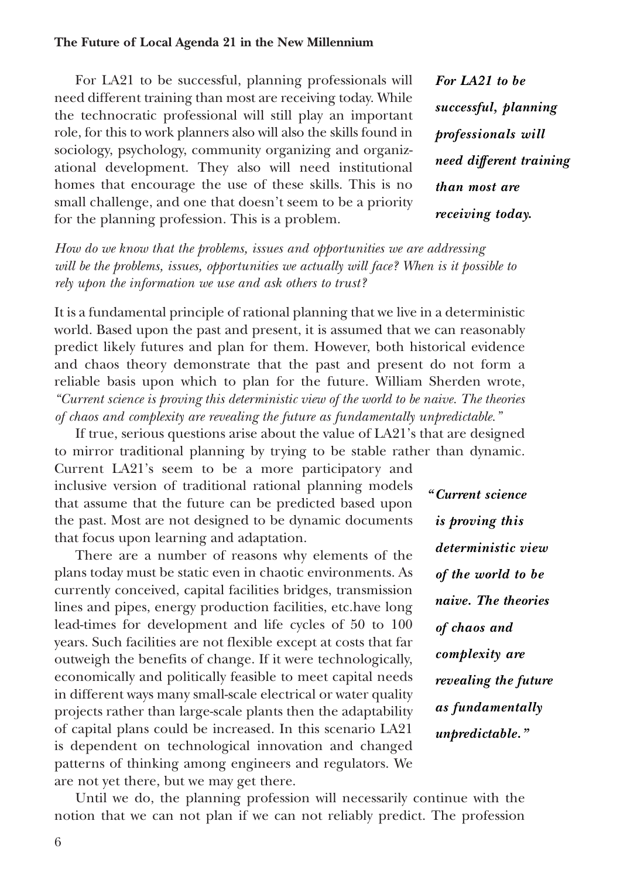For LA21 to be successful, planning professionals will need different training than most are receiving today. While the technocratic professional will still play an important role, for this to work planners also will also the skills found in sociology, psychology, community organizing and organizational development. They also will need institutional homes that encourage the use of these skills. This is no small challenge, and one that doesn't seem to be a priority for the planning profession. This is a problem.

***For LA21 to be successful, planning professionals will need different training than most are receiving today.***

*How do we know that the problems, issues and opportunities we are addressing will be the problems, issues, opportunities we actually will face? When is it possible to rely upon the information we use and ask others to trust?*

It is a fundamental principle of rational planning that we live in a deterministic world. Based upon the past and present, it is assumed that we can reasonably predict likely futures and plan for them. However, both historical evidence and chaos theory demonstrate that the past and present do not form a reliable basis upon which to plan for the future. William Sherden wrote, *"Current science is proving this deterministic view of the world to be naive. The theories of chaos and complexity are revealing the future as fundamentally unpredictable."*

If true, serious questions arise about the value of LA21's that are designed to mirror traditional planning by trying to be stable rather than dynamic. Current LA21's seem to be a more participatory and inclusive version of traditional rational planning models that assume that the future can be predicted based upon the past. Most are not designed to be dynamic documents that focus upon learning and adaptation.

***"Current science is proving this deterministic view of the world to be naive. The theories of chaos and complexity are revealing the future as fundamentally unpredictable."***

There are a number of reasons why elements of the plans today must be static even in chaotic environments. As currently conceived, capital facilities bridges, transmission lines and pipes, energy production facilities, etc.have long lead-times for development and life cycles of 50 to 100 years. Such facilities are not flexible except at costs that far outweigh the benefits of change. If it were technologically, economically and politically feasible to meet capital needs in different ways many small-scale electrical or water quality projects rather than large-scale plants then the adaptability of capital plans could be increased. In this scenario LA21 is dependent on technological innovation and changed patterns of thinking among engineers and regulators. We are not yet there, but we may get there.

Until we do, the planning profession will necessarily continue with the notion that we can not plan if we can not reliably predict. The profession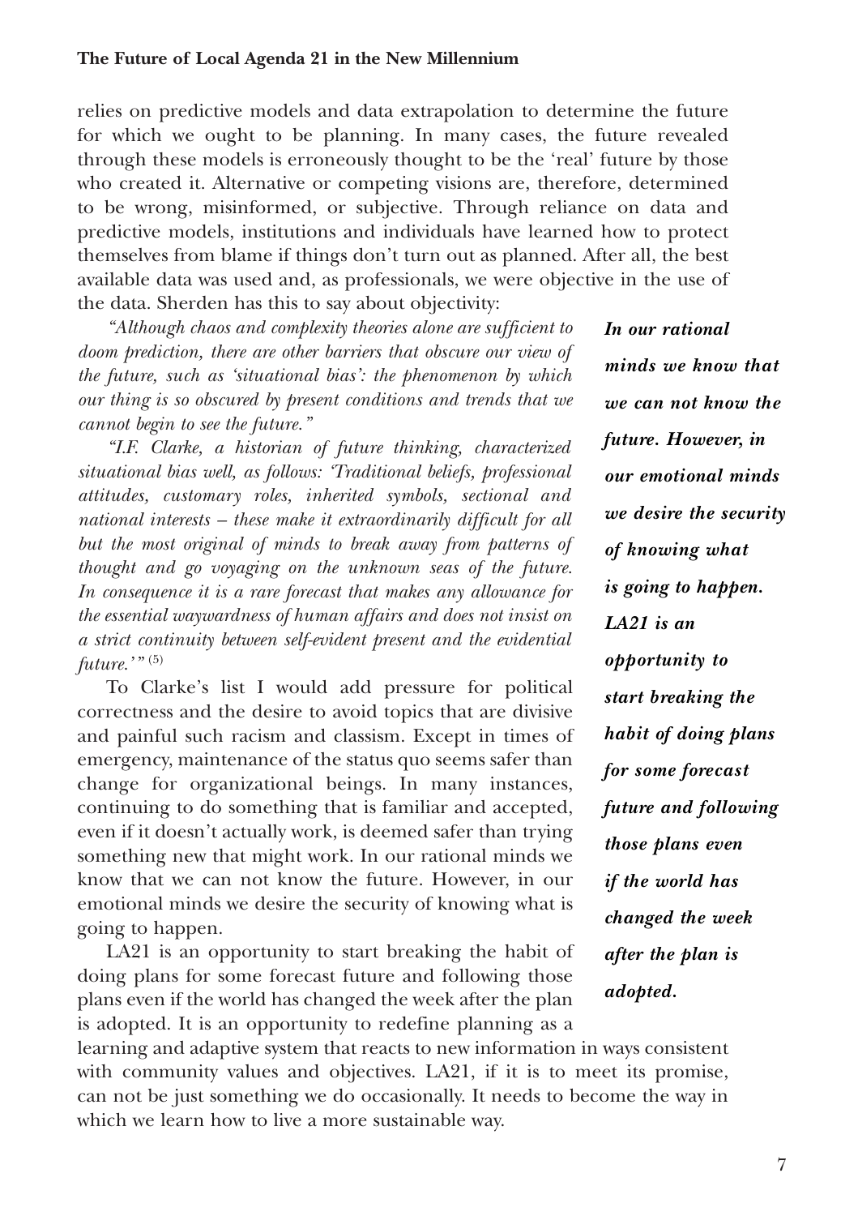relies on predictive models and data extrapolation to determine the future for which we ought to be planning. In many cases, the future revealed through these models is erroneously thought to be the 'real' future by those who created it. Alternative or competing visions are, therefore, determined to be wrong, misinformed, or subjective. Through reliance on data and predictive models, institutions and individuals have learned how to protect themselves from blame if things don't turn out as planned. After all, the best available data was used and, as professionals, we were objective in the use of the data. Sherden has this to say about objectivity:

*"Although chaos and complexity theories alone are sufficient to doom prediction, there are other barriers that obscure our view of the future, such as 'situational bias': the phenomenon by which our thing is so obscured by present conditions and trends that we cannot begin to see the future."*

*"I.F. Clarke, a historian of future thinking, characterized situational bias well, as follows: 'Traditional beliefs, professional attitudes, customary roles, inherited symbols, sectional and national interests – these make it extraordinarily difficult for all but the most original of minds to break away from patterns of thought and go voyaging on the unknown seas of the future. In consequence it is a rare forecast that makes any allowance for the essential waywardness of human affairs and does not insist on a strict continuity between self-evident present and the evidential future.'"* (5)

To Clarke's list I would add pressure for political correctness and the desire to avoid topics that are divisive and painful such racism and classism. Except in times of emergency, maintenance of the status quo seems safer than change for organizational beings. In many instances, continuing to do something that is familiar and accepted, even if it doesn't actually work, is deemed safer than trying something new that might work. In our rational minds we know that we can not know the future. However, in our emotional minds we desire the security of knowing what is going to happen.

***In our rational minds we know that we can not know the future. However, in our emotional minds we desire the security of knowing what is going to happen. LA21 is an opportunity to start breaking the habit of doing plans for some forecast future and following those plans even if the world has changed the week after the plan is adopted.***

LA21 is an opportunity to start breaking the habit of doing plans for some forecast future and following those plans even if the world has changed the week after the plan is adopted. It is an opportunity to redefine planning as a learning and adaptive system that reacts to new information in ways consistent with community values and objectives. LA21, if it is to meet its promise, can not be just something we do occasionally. It needs to become the way in which we learn how to live a more sustainable way.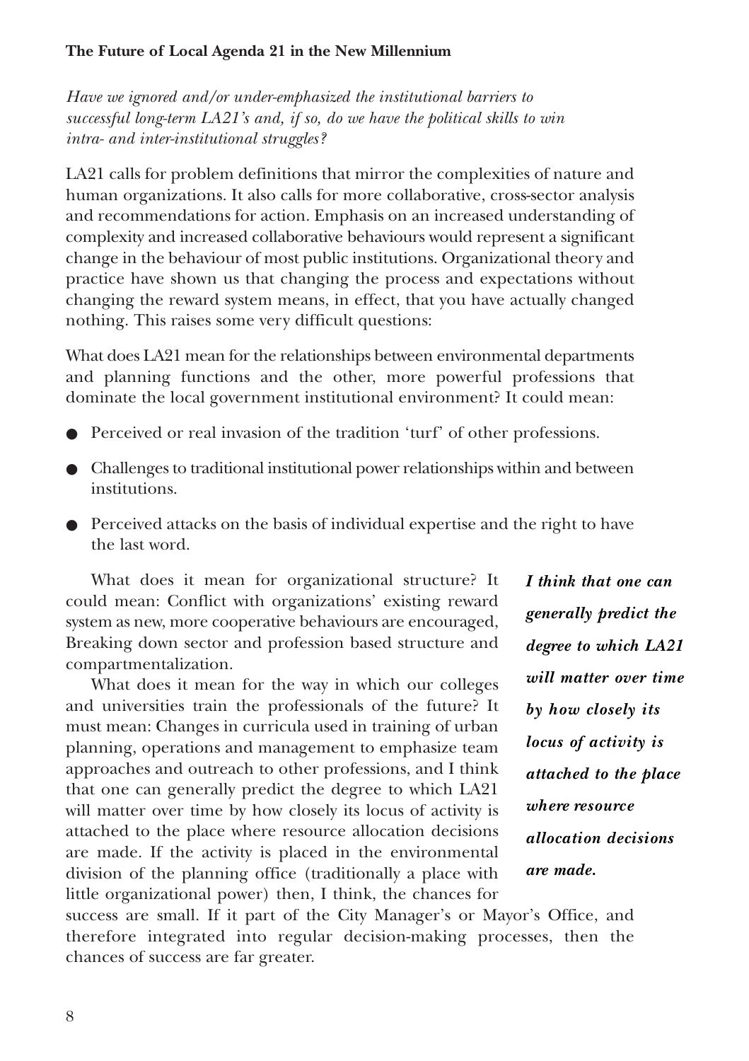**The Future of Local Agenda 21 in the New Millennium**

*Have we ignored and/or under-emphasized the institutional barriers to successful long-term LA21's and, if so, do we have the political skills to win intra- and inter-institutional struggles?*

LA21 calls for problem definitions that mirror the complexities of nature and human organizations. It also calls for more collaborative, cross-sector analysis and recommendations for action. Emphasis on an increased understanding of complexity and increased collaborative behaviours would represent a significant change in the behaviour of most public institutions. Organizational theory and practice have shown us that changing the process and expectations without changing the reward system means, in effect, that you have actually changed nothing. This raises some very difficult questions:

What does LA21 mean for the relationships between environmental departments and planning functions and the other, more powerful professions that dominate the local government institutional environment? It could mean:

- Perceived or real invasion of the tradition 'turf' of other professions.
- Challenges to traditional institutional power relationships within and between institutions.
- Perceived attacks on the basis of individual expertise and the right to have the last word.

What does it mean for organizational structure? It could mean: Conflict with organizations' existing reward system as new, more cooperative behaviours are encouraged, Breaking down sector and profession based structure and compartmentalization.

What does it mean for the way in which our colleges and universities train the professionals of the future? It must mean: Changes in curricula used in training of urban planning, operations and management to emphasize team approaches and outreach to other professions, and I think that one can generally predict the degree to which LA21 will matter over time by how closely its locus of activity is attached to the place where resource allocation decisions are made. If the activity is placed in the environmental division of the planning office (traditionally a place with little organizational power) then, I think, the chances for success are small. If it part of the City Manager's or Mayor's Office, and therefore integrated into regular decision-making processes, then the chances of success are far greater.

***I think that one can generally predict the degree to which LA21 will matter over time by how closely its locus of activity is attached to the place where resource allocation decisions are made.***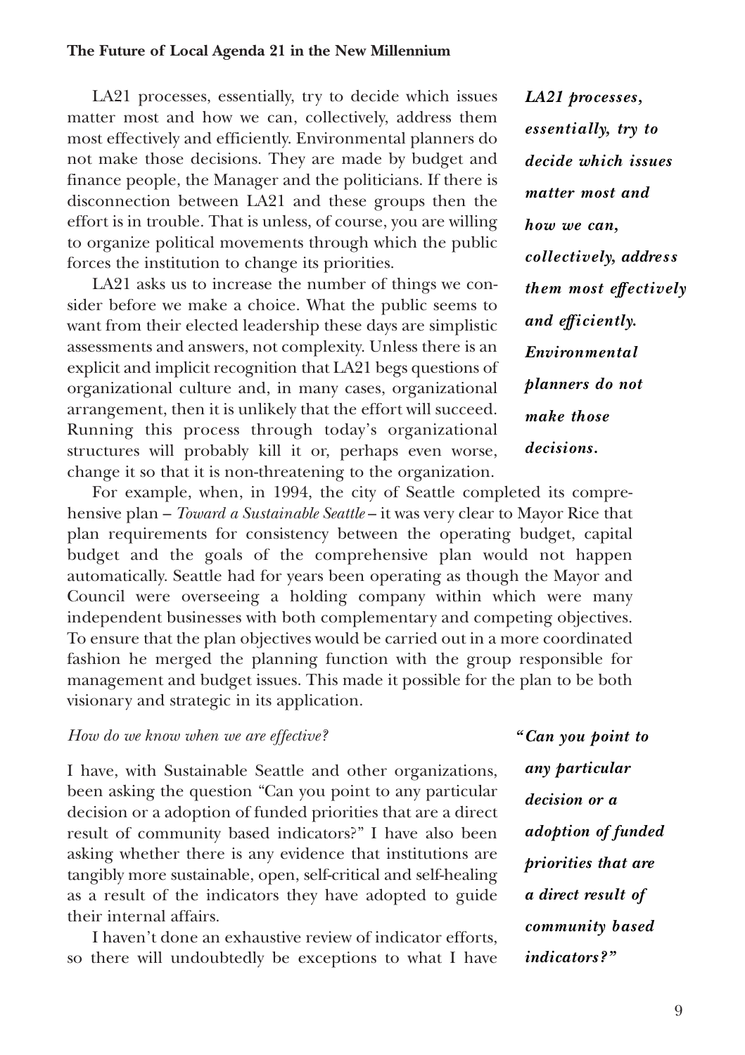LA21 processes, essentially, try to decide which issues matter most and how we can, collectively, address them most effectively and efficiently. Environmental planners do not make those decisions. They are made by budget and finance people, the Manager and the politicians. If there is disconnection between LA21 and these groups then the effort is in trouble. That is unless, of course, you are willing to organize political movements through which the public forces the institution to change its priorities.

*LA21 processes, essentially, try to decide which issues matter most and how we can, collectively, address them most effectively and efficiently. Environmental planners do not make those decisions.*

LA21 asks us to increase the number of things we consider before we make a choice. What the public seems to want from their elected leadership these days are simplistic assessments and answers, not complexity. Unless there is an explicit and implicit recognition that LA21 begs questions of organizational culture and, in many cases, organizational arrangement, then it is unlikely that the effort will succeed. Running this process through today's organizational structures will probably kill it or, perhaps even worse, change it so that it is non-threatening to the organization.

For example, when, in 1994, the city of Seattle completed its comprehensive plan – *Toward a Sustainable Seattle* – it was very clear to Mayor Rice that plan requirements for consistency between the operating budget, capital budget and the goals of the comprehensive plan would not happen automatically. Seattle had for years been operating as though the Mayor and Council were overseeing a holding company within which were many independent businesses with both complementary and competing objectives. To ensure that the plan objectives would be carried out in a more coordinated fashion he merged the planning function with the group responsible for management and budget issues. This made it possible for the plan to be both visionary and strategic in its application.

*How do we know when we are effective?*

I have, with Sustainable Seattle and other organizations, been asking the question "Can you point to any particular decision or a adoption of funded priorities that are a direct result of community based indicators?" I have also been asking whether there is any evidence that institutions are tangibly more sustainable, open, self-critical and self-healing as a result of the indicators they have adopted to guide their internal affairs.

*"Can you point to any particular decision or a adoption of funded priorities that are a direct result of community based indicators?"*

I haven't done an exhaustive review of indicator efforts, so there will undoubtedly be exceptions to what I have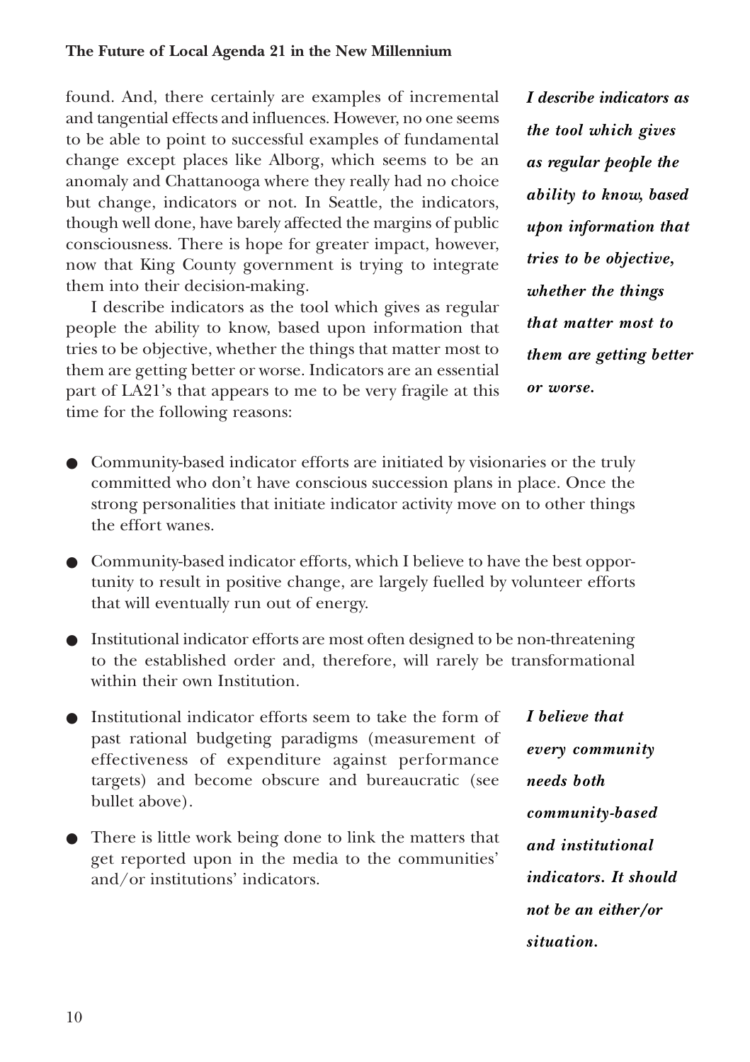found. And, there certainly are examples of incremental and tangential effects and influences. However, no one seems to be able to point to successful examples of fundamental change except places like Alborg, which seems to be an anomaly and Chattanooga where they really had no choice but change, indicators or not. In Seattle, the indicators, though well done, have barely affected the margins of public consciousness. There is hope for greater impact, however, now that King County government is trying to integrate them into their decision-making.

I describe indicators as the tool which gives as regular people the ability to know, based upon information that tries to be objective, whether the things that matter most to them are getting better or worse. Indicators are an essential part of LA21's that appears to me to be very fragile at this time for the following reasons:

***I describe indicators as the tool which gives as regular people the ability to know, based upon information that tries to be objective, whether the things that matter most to them are getting better or worse.***

- Community-based indicator efforts are initiated by visionaries or the truly committed who don't have conscious succession plans in place. Once the strong personalities that initiate indicator activity move on to other things the effort wanes.
- Community-based indicator efforts, which I believe to have the best opportunity to result in positive change, are largely fuelled by volunteer efforts that will eventually run out of energy.
- Institutional indicator efforts are most often designed to be non-threatening to the established order and, therefore, will rarely be transformational within their own Institution.
- Institutional indicator efforts seem to take the form of past rational budgeting paradigms (measurement of effectiveness of expenditure against performance targets) and become obscure and bureaucratic (see bullet above).
- There is little work being done to link the matters that get reported upon in the media to the communities' and/or institutions' indicators.

***I believe that every community needs both community-based and institutional indicators. It should not be an either/or situation.***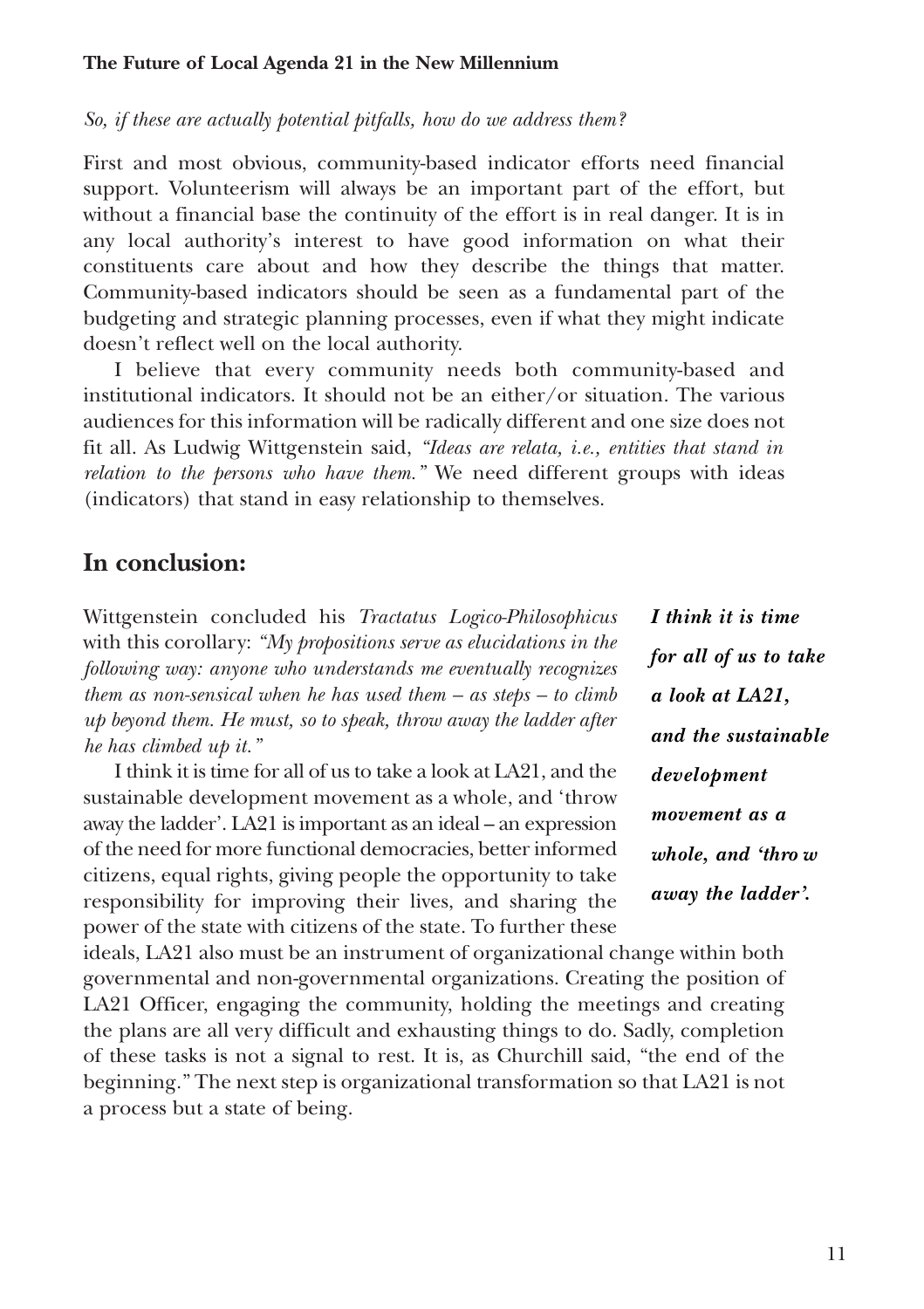*So, if these are actually potential pitfalls, how do we address them?*

First and most obvious, community-based indicator efforts need financial support. Volunteerism will always be an important part of the effort, but without a financial base the continuity of the effort is in real danger. It is in any local authority's interest to have good information on what their constituents care about and how they describe the things that matter. Community-based indicators should be seen as a fundamental part of the budgeting and strategic planning processes, even if what they might indicate doesn't reflect well on the local authority.

I believe that every community needs both community-based and institutional indicators. It should not be an either/or situation. The various audiences for this information will be radically different and one size does not fit all. As Ludwig Wittgenstein said, *"Ideas are relata, i.e., entities that stand in relation to the persons who have them."* We need different groups with ideas (indicators) that stand in easy relationship to themselves.

## In conclusion:

Wittgenstein concluded his *Tractatus Logico-Philosophicus* with this corollary: *"My propositions serve as elucidations in the following way: anyone who understands me eventually recognizes them as non-sensical when he has used them – as steps – to climb up beyond them. He must, so to speak, throw away the ladder after he has climbed up it."*

I think it is time for all of us to take a look at LA21, and the sustainable development movement as a whole, and 'throw away the ladder'. LA21 is important as an ideal – an expression of the need for more functional democracies, better informed citizens, equal rights, giving people the opportunity to take responsibility for improving their lives, and sharing the power of the state with citizens of the state. To further these ideals, LA21 also must be an instrument of organizational change within both governmental and non-governmental organizations. Creating the position of LA21 Officer, engaging the community, holding the meetings and creating the plans are all very difficult and exhausting things to do. Sadly, completion of these tasks is not a signal to rest. It is, as Churchill said, "the end of the beginning." The next step is organizational transformation so that LA21 is not a process but a state of being.

***I think it is time for all of us to take a look at LA21, and the sustainable development movement as a whole, and 'throw away the ladder'.***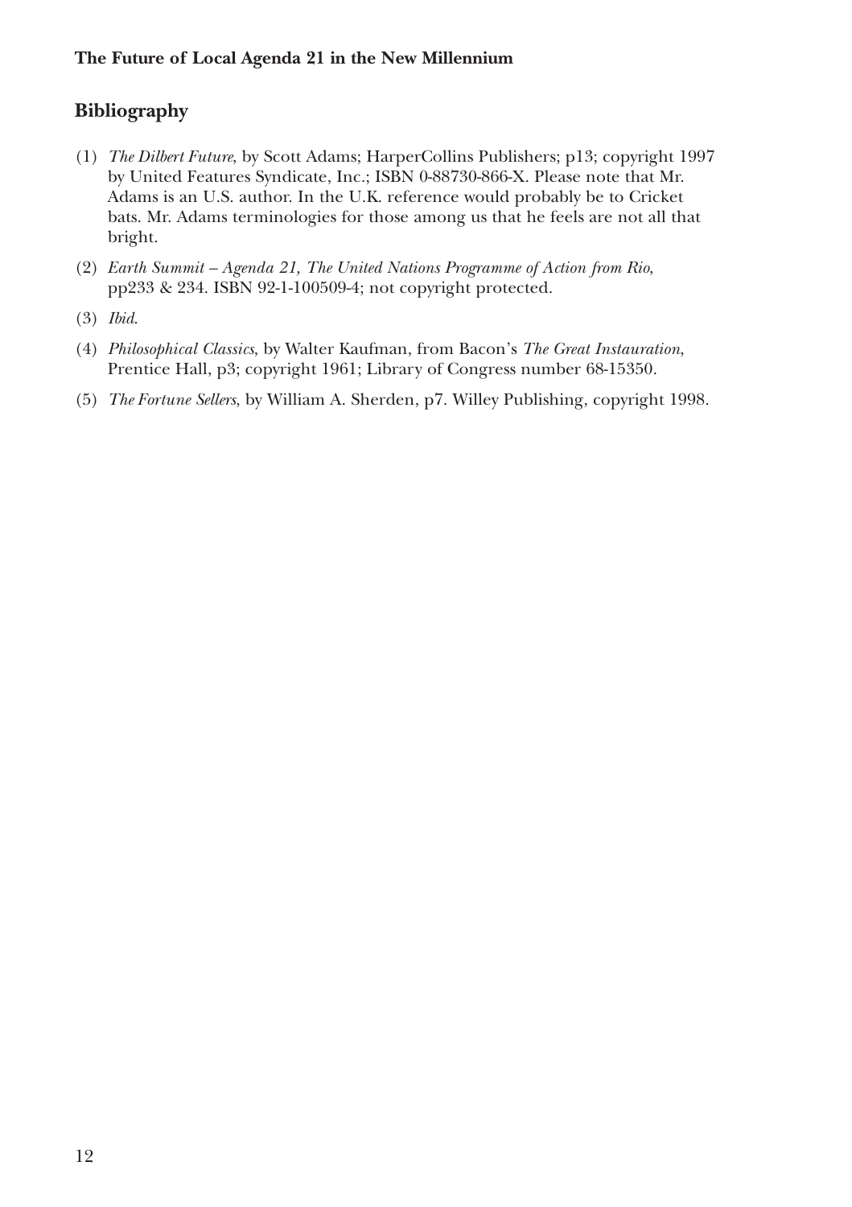## Bibliography

(1) *The Dilbert Future*, by Scott Adams; HarperCollins Publishers; p13; copyright 1997 by United Features Syndicate, Inc.; ISBN 0-88730-866-X. Please note that Mr. Adams is an U.S. author. In the U.K. reference would probably be to Cricket bats. Mr. Adams terminologies for those among us that he feels are not all that bright.

(2) *Earth Summit – Agenda 21, The United Nations Programme of Action from Rio*, pp233 & 234. ISBN 92-1-100509-4; not copyright protected.

(3) *Ibid*.

(4) *Philosophical Classics*, by Walter Kaufman, from Bacon's *The Great Instauration*, Prentice Hall, p3; copyright 1961; Library of Congress number 68-15350.

(5) *The Fortune Sellers*, by William A. Sherden, p7. Willey Publishing, copyright 1998.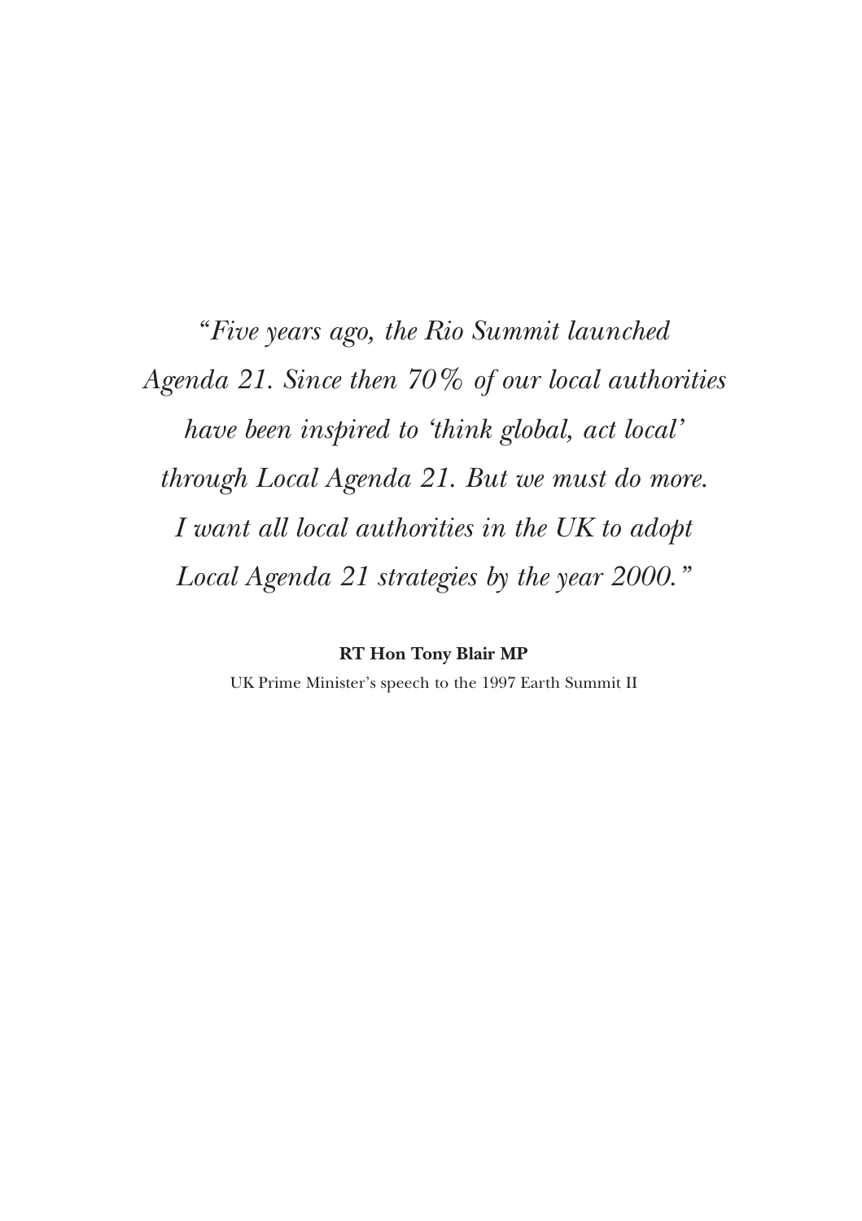*"Five years ago, the Rio Summit launched Agenda 21. Since then 70% of our local authorities have been inspired to 'think global, act local' through Local Agenda 21. But we must do more. I want all local authorities in the UK to adopt Local Agenda 21 strategies by the year 2000."*

**RT Hon Tony Blair MP**

UK Prime Minister's speech to the 1997 Earth Summit II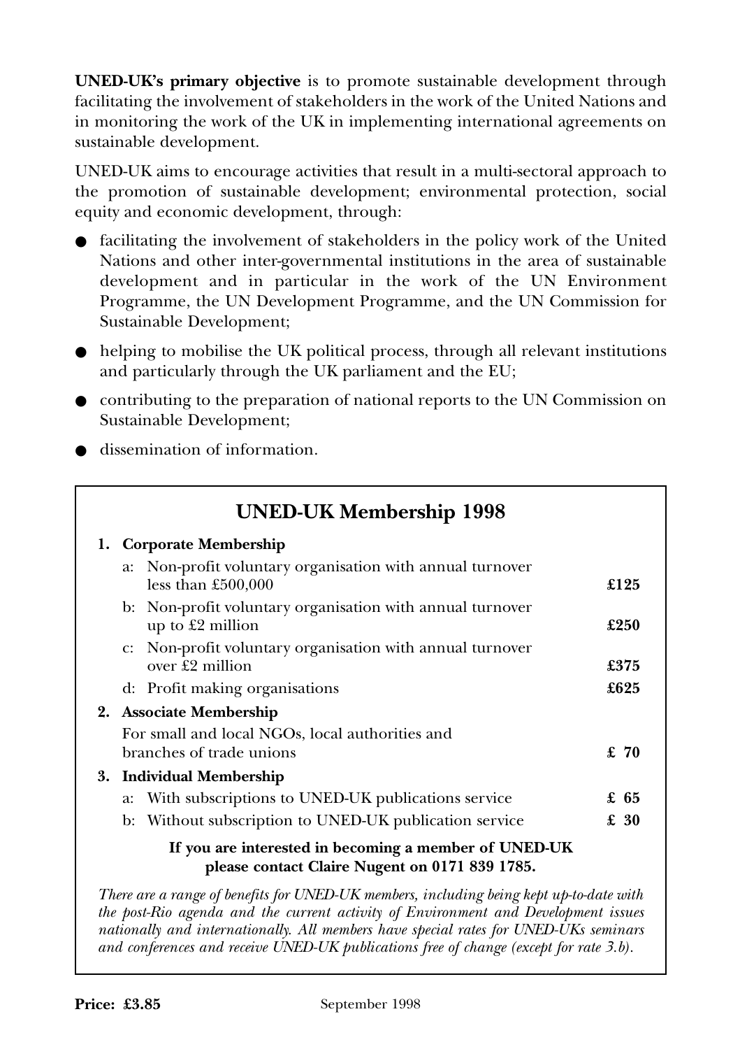**UNED-UK's primary objective** is to promote sustainable development through facilitating the involvement of stakeholders in the work of the United Nations and in monitoring the work of the UK in implementing international agreements on sustainable development.

UNED-UK aims to encourage activities that result in a multi-sectoral approach to the promotion of sustainable development; environmental protection, social equity and economic development, through:

- facilitating the involvement of stakeholders in the policy work of the United Nations and other inter-governmental institutions in the area of sustainable development and in particular in the work of the UN Environment Programme, the UN Development Programme, and the UN Commission for Sustainable Development;
- helping to mobilise the UK political process, through all relevant institutions and particularly through the UK parliament and the EU;
- contributing to the preparation of national reports to the UN Commission on Sustainable Development;
- dissemination of information.

## UNED-UK Membership 1998

| | |
|---|---|
| **1. Corporate Membership** | |
| a: Non-profit voluntary organisation with annual turnover less than £500,000 | **£125** |
| b: Non-profit voluntary organisation with annual turnover up to £2 million | **£250** |
| c: Non-profit voluntary organisation with annual turnover over £2 million | **£375** |
| d: Profit making organisations | **£625** |
| **2. Associate Membership** | |
| For small and local NGOs, local authorities and branches of trade unions | **£ 70** |
| **3. Individual Membership** | |
| a: With subscriptions to UNED-UK publications service | **£ 65** |
| b: Without subscription to UNED-UK publication service | **£ 30** |

**If you are interested in becoming a member of UNED-UK please contact Claire Nugent on 0171 839 1785.**

*There are a range of benefits for UNED-UK members, including being kept up-to-date with the post-Rio agenda and the current activity of Environment and Development issues nationally and internationally. All members have special rates for UNED-UKs seminars and conferences and receive UNED-UK publications free of change (except for rate 3.b).*

**Price: £3.85**

September 1998